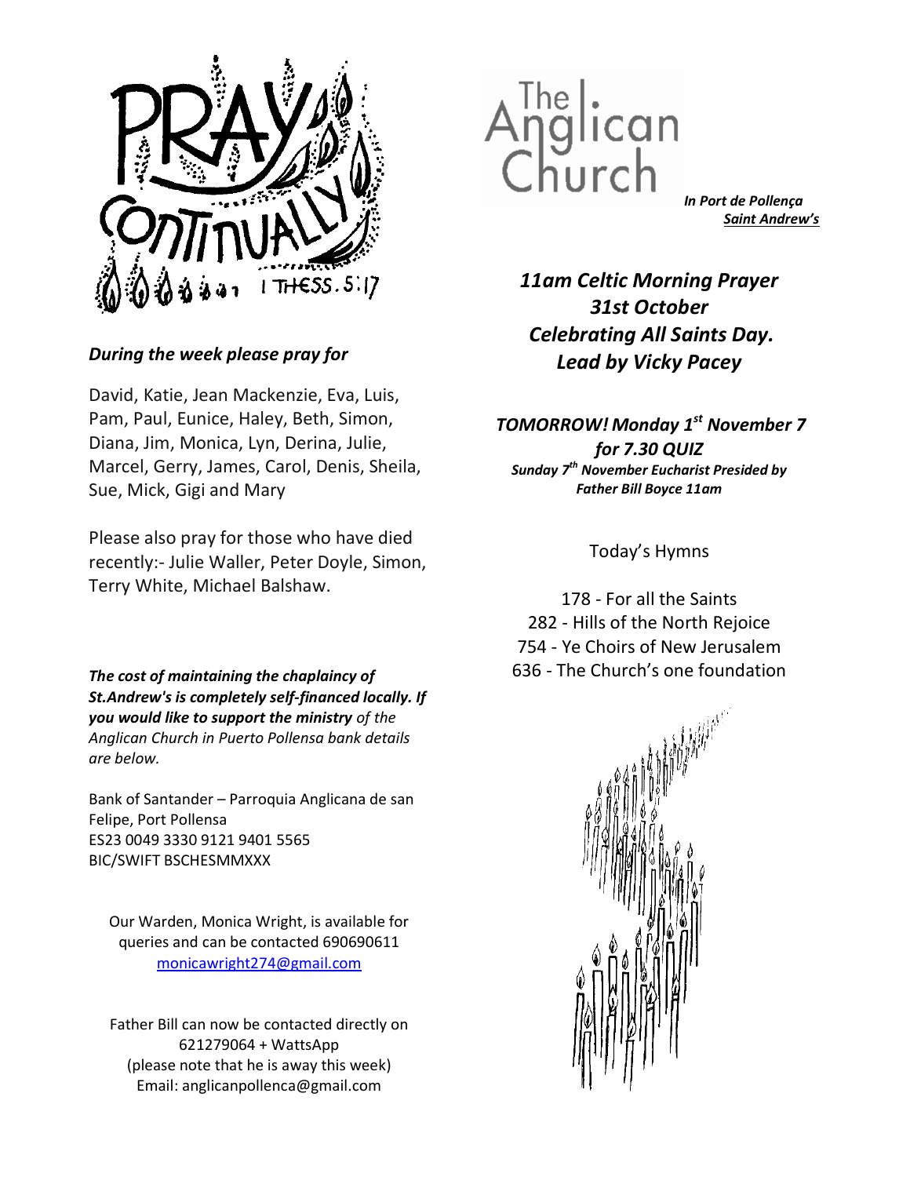PRAY CONTINUALLY 1 THESS. 5:17

*During the week please pray for*

David, Katie, Jean Mackenzie, Eva, Luis, Pam, Paul, Eunice, Haley, Beth, Simon, Diana, Jim, Monica, Lyn, Derina, Julie, Marcel, Gerry, James, Carol, Denis, Sheila, Sue, Mick, Gigi and Mary

Please also pray for those who have died recently:- Julie Waller, Peter Doyle, Simon, Terry White, Michael Balshaw.

***The cost of maintaining the chaplaincy of St.Andrew's is completely self-financed locally. If you would like to support the ministry*** *of the Anglican Church in Puerto Pollensa bank details are below.*

Bank of Santander – Parroquia Anglicana de san Felipe, Port Pollensa
ES23 0049 3330 9121 9401 5565
BIC/SWIFT BSCHESMMXXX

Our Warden, Monica Wright, is available for queries and can be contacted 690690611
monicawright274@gmail.com

Father Bill can now be contacted directly on 621279064 + WattsApp
(please note that he is away this week)
Email: anglicanpollenca@gmail.com

# The Anglican Church

***In Port de Pollença***
***Saint Andrew's***

***11am Celtic Morning Prayer***
***31st October***
***Celebrating All Saints Day.***
***Lead by Vicky Pacey***

***TOMORROW! Monday 1st November 7 for 7.30 QUIZ***
***Sunday 7th November Eucharist Presided by Father Bill Boyce 11am***

Today's Hymns

178 - For all the Saints
282 - Hills of the North Rejoice
754 - Ye Choirs of New Jerusalem
636 - The Church's one foundation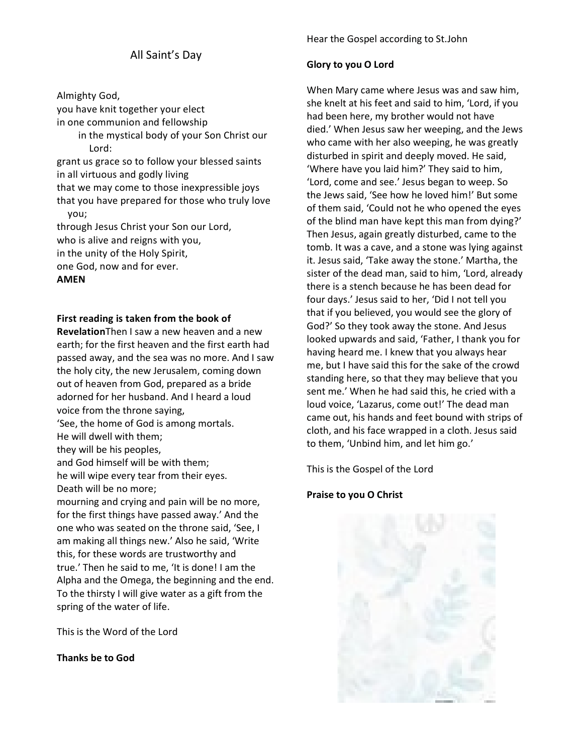## All Saint's Day

Almighty God,
you have knit together your elect
in one communion and fellowship
in the mystical body of your Son Christ our Lord:
grant us grace so to follow your blessed saints
in all virtuous and godly living
that we may come to those inexpressible joys
that you have prepared for those who truly love you;
through Jesus Christ your Son our Lord,
who is alive and reigns with you,
in the unity of the Holy Spirit,
one God, now and for ever.
**AMEN**

**First reading is taken from the book of Revelation**Then I saw a new heaven and a new earth; for the first heaven and the first earth had passed away, and the sea was no more. And I saw the holy city, the new Jerusalem, coming down out of heaven from God, prepared as a bride adorned for her husband. And I heard a loud voice from the throne saying,
'See, the home of God is among mortals.
He will dwell with them;
they will be his peoples,
and God himself will be with them;
he will wipe every tear from their eyes.
Death will be no more;
mourning and crying and pain will be no more,
for the first things have passed away.' And the one who was seated on the throne said, 'See, I am making all things new.' Also he said, 'Write this, for these words are trustworthy and true.' Then he said to me, 'It is done! I am the Alpha and the Omega, the beginning and the end. To the thirsty I will give water as a gift from the spring of the water of life.

This is the Word of the Lord

**Thanks be to God**

Hear the Gospel according to St.John

**Glory to you O Lord**

When Mary came where Jesus was and saw him, she knelt at his feet and said to him, 'Lord, if you had been here, my brother would not have died.' When Jesus saw her weeping, and the Jews who came with her also weeping, he was greatly disturbed in spirit and deeply moved. He said, 'Where have you laid him?' They said to him, 'Lord, come and see.' Jesus began to weep. So the Jews said, 'See how he loved him!' But some of them said, 'Could not he who opened the eyes of the blind man have kept this man from dying?' Then Jesus, again greatly disturbed, came to the tomb. It was a cave, and a stone was lying against it. Jesus said, 'Take away the stone.' Martha, the sister of the dead man, said to him, 'Lord, already there is a stench because he has been dead for four days.' Jesus said to her, 'Did I not tell you that if you believed, you would see the glory of God?' So they took away the stone. And Jesus looked upwards and said, 'Father, I thank you for having heard me. I knew that you always hear me, but I have said this for the sake of the crowd standing here, so that they may believe that you sent me.' When he had said this, he cried with a loud voice, 'Lazarus, come out!' The dead man came out, his hands and feet bound with strips of cloth, and his face wrapped in a cloth. Jesus said to them, 'Unbind him, and let him go.'

This is the Gospel of the Lord

**Praise to you O Christ**